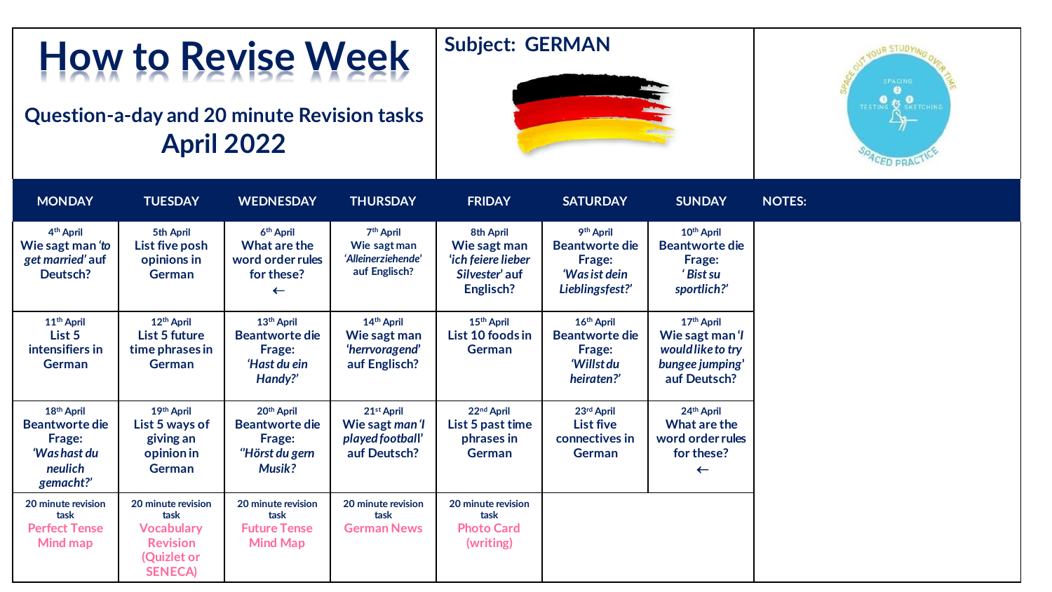# How to Revise Week

## Question-a-day and 20 minute Revision tasks
## April 2022

**Subject: GERMAN**

| MONDAY | TUESDAY | WEDNESDAY | THURSDAY | FRIDAY | SATURDAY | SUNDAY | NOTES: |
|---|---|---|---|---|---|---|---|
| 4th April<br>Wie sagt man *'to get married'* auf Deutsch? | 5th April<br>List five posh opinions in German | 6th April<br>What are the word order rules for these? ← | 7th April<br>Wie sagt man *'Alleinerziehende'* auf Englisch? | 8th April<br>Wie sagt man *'ich feiere lieber Silvester'* auf Englisch? | 9th April<br>Beantworte die Frage:<br>*'Was ist dein Lieblingsfest?'* | 10th April<br>Beantworte die Frage:<br>*' Bist su sportlich?'* | |
| 11th April<br>List 5 intensifiers in German | 12th April<br>List 5 future time phrases in German | 13th April<br>Beantworte die Frage:<br>*'Hast du ein Handy?'* | 14th April<br>Wie sagt man *'herrvoragend'* auf Englisch? | 15th April<br>List 10 foods in German | 16th April<br>Beantworte die Frage:<br>*'Willst du heiraten?'* | 17th April<br>Wie sagt man *'I would like to try bungee jumping'* auf Deutsch? | |
| 18th April<br>Beantworte die Frage:<br>*'Was hast du neulich gemacht?'* | 19th April<br>List 5 ways of giving an opinion in German | 20th April<br>Beantworte die Frage:<br>*"Hörst du gern Musik?* | 21st April<br>Wie sagt man *'I played football'* auf Deutsch? | 22nd April<br>List 5 past time phrases in German | 23rd April<br>List five connectives in German | 24th April<br>What are the word order rules for these? ← | |
| 20 minute revision task<br>Perfect Tense Mind map | 20 minute revision task<br>Vocabulary Revision (Quizlet or SENECA) | 20 minute revision task<br>Future Tense Mind Map | 20 minute revision task<br>German News | 20 minute revision task<br>Photo Card (writing) | | | |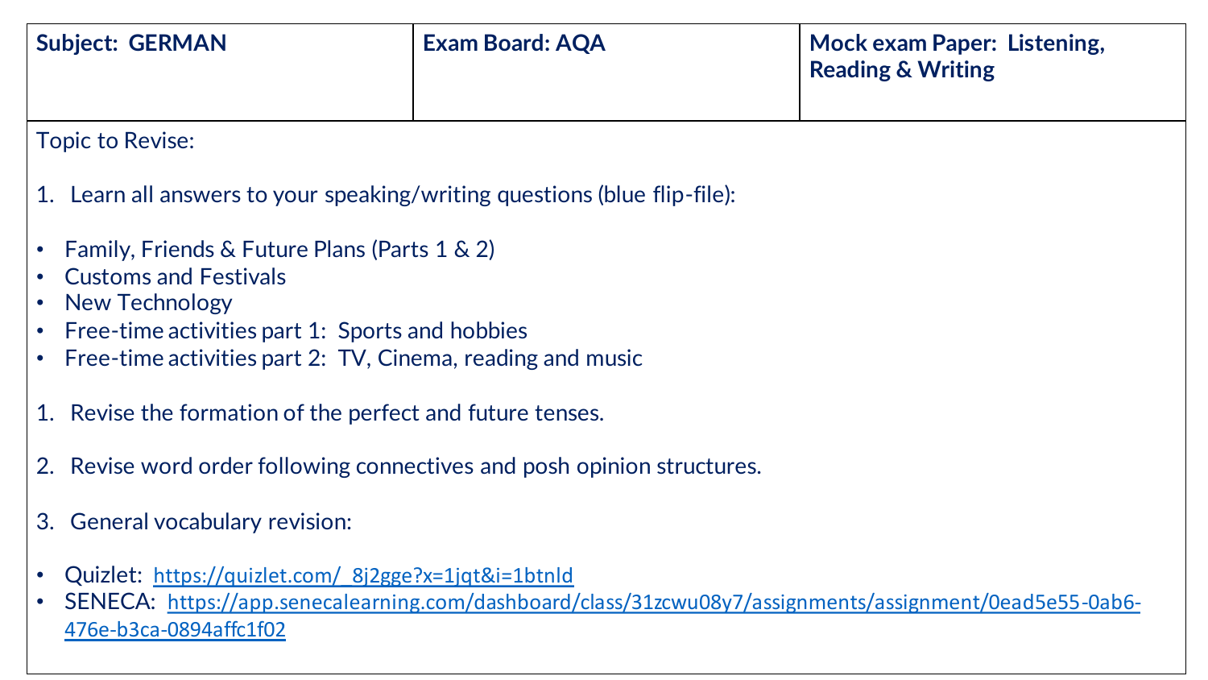| Subject: GERMAN | Exam Board: AQA | Mock exam Paper: Listening, Reading & Writing |
|---|---|---|

Topic to Revise:

1. Learn all answers to your speaking/writing questions (blue flip-file):

- Family, Friends & Future Plans (Parts 1 & 2)
- Customs and Festivals
- New Technology
- Free-time activities part 1: Sports and hobbies
- Free-time activities part 2: TV, Cinema, reading and music

1. Revise the formation of the perfect and future tenses.

2. Revise word order following connectives and posh opinion structures.

3. General vocabulary revision:

- Quizlet: https://quizlet.com/_8j2gge?x=1jqt&i=1btnld
- SENECA: https://app.senecalearning.com/dashboard/class/31zcwu08y7/assignments/assignment/0ead5e55-0ab6-476e-b3ca-0894affc1f02